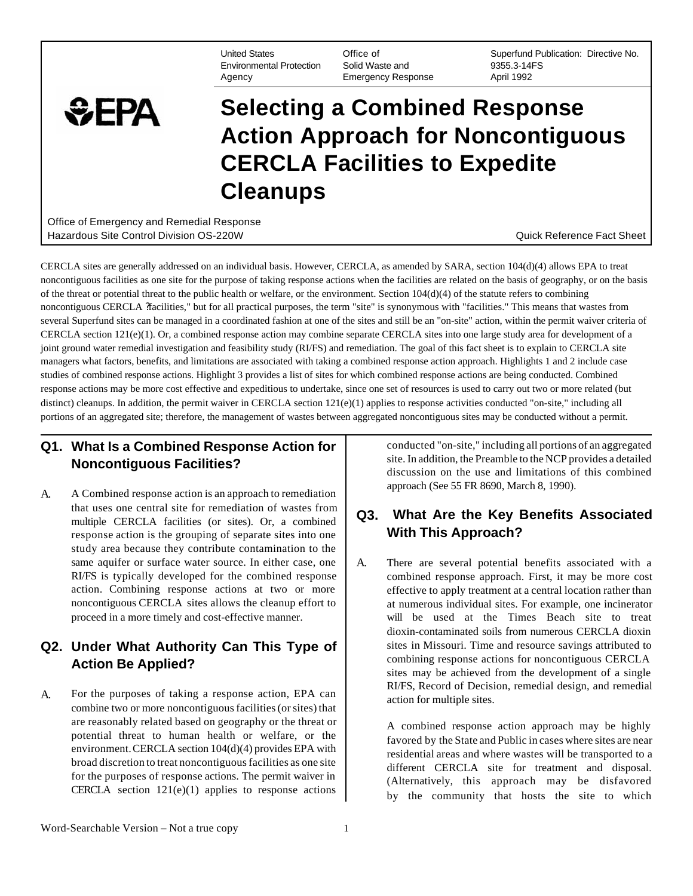United States Environmental Protection Agency

Office of Solid Waste and Emergency Response

Superfund Publication: Directive No. 9355.3-14FS April 1992

EPA

# Selecting a Combined Response Action Approach for Noncontiguous CERCLA Facilities to Expedite Cleanups

Office of Emergency and Remedial Response
Hazardous Site Control Division OS-220W

Quick Reference Fact Sheet

CERCLA sites are generally addressed on an individual basis. However, CERCLA, as amended by SARA, section 104(d)(4) allows EPA to treat noncontiguous facilities as one site for the purpose of taking response actions when the facilities are related on the basis of geography, or on the basis of the threat or potential threat to the public health or welfare, or the environment. Section 104(d)(4) of the statute refers to combining noncontiguous CERCLA "facilities," but for all practical purposes, the term "site" is synonymous with "facilities." This means that wastes from several Superfund sites can be managed in a coordinated fashion at one of the sites and still be an "on-site" action, within the permit waiver criteria of CERCLA section 121(e)(1). Or, a combined response action may combine separate CERCLA sites into one large study area for development of a joint ground water remedial investigation and feasibility study (RI/FS) and remediation. The goal of this fact sheet is to explain to CERCLA site managers what factors, benefits, and limitations are associated with taking a combined response action approach. Highlights 1 and 2 include case studies of combined response actions. Highlight 3 provides a list of sites for which combined response actions are being conducted. Combined response actions may be more cost effective and expeditious to undertake, since one set of resources is used to carry out two or more related (but distinct) cleanups. In addition, the permit waiver in CERCLA section 121(e)(1) applies to response activities conducted "on-site," including all portions of an aggregated site; therefore, the management of wastes between aggregated noncontiguous sites may be conducted without a permit.

## Q1. What Is a Combined Response Action for Noncontiguous Facilities?

A. A Combined response action is an approach to remediation that uses one central site for remediation of wastes from multiple CERCLA facilities (or sites). Or, a combined response action is the grouping of separate sites into one study area because they contribute contamination to the same aquifer or surface water source. In either case, one RI/FS is typically developed for the combined response action. Combining response actions at two or more noncontiguous CERCLA sites allows the cleanup effort to proceed in a more timely and cost-effective manner.

## Q2. Under What Authority Can This Type of Action Be Applied?

A. For the purposes of taking a response action, EPA can combine two or more noncontiguous facilities (or sites) that are reasonably related based on geography or the threat or potential threat to human health or welfare, or the environment. CERCLA section 104(d)(4) provides EPA with broad discretion to treat noncontiguous facilities as one site for the purposes of response actions. The permit waiver in CERCLA section 121(e)(1) applies to response actions conducted "on-site," including all portions of an aggregated site. In addition, the Preamble to the NCP provides a detailed discussion on the use and limitations of this combined approach (See 55 FR 8690, March 8, 1990).

## Q3. What Are the Key Benefits Associated With This Approach?

A. There are several potential benefits associated with a combined response approach. First, it may be more cost effective to apply treatment at a central location rather than at numerous individual sites. For example, one incinerator will be used at the Times Beach site to treat dioxin-contaminated soils from numerous CERCLA dioxin sites in Missouri. Time and resource savings attributed to combining response actions for noncontiguous CERCLA sites may be achieved from the development of a single RI/FS, Record of Decision, remedial design, and remedial action for multiple sites.

A combined response action approach may be highly favored by the State and Public in cases where sites are near residential areas and where wastes will be transported to a different CERCLA site for treatment and disposal. (Alternatively, this approach may be disfavored by the community that hosts the site to which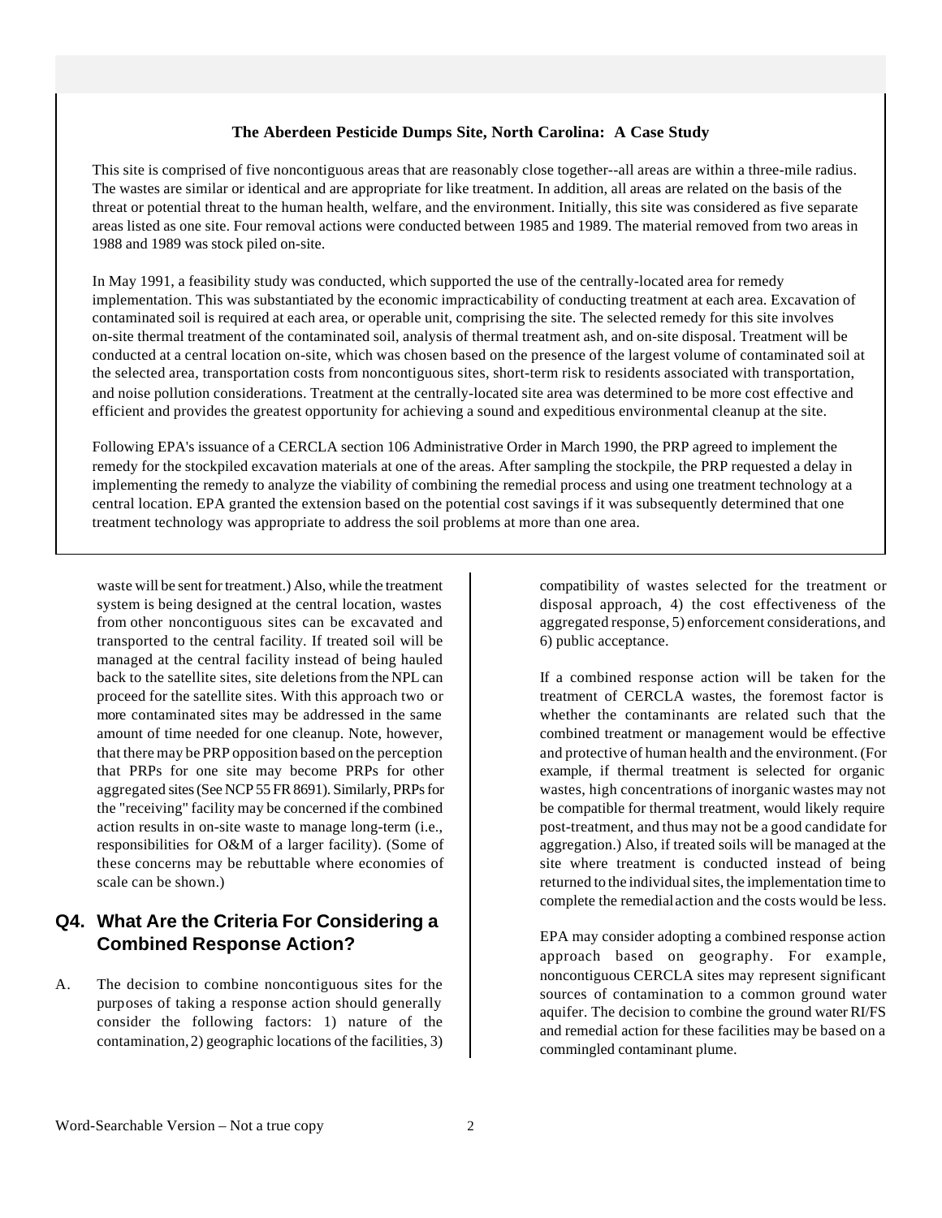**The Aberdeen Pesticide Dumps Site, North Carolina: A Case Study**

This site is comprised of five noncontiguous areas that are reasonably close together--all areas are within a three-mile radius. The wastes are similar or identical and are appropriate for like treatment. In addition, all areas are related on the basis of the threat or potential threat to the human health, welfare, and the environment. Initially, this site was considered as five separate areas listed as one site. Four removal actions were conducted between 1985 and 1989. The material removed from two areas in 1988 and 1989 was stock piled on-site.

In May 1991, a feasibility study was conducted, which supported the use of the centrally-located area for remedy implementation. This was substantiated by the economic impracticability of conducting treatment at each area. Excavation of contaminated soil is required at each area, or operable unit, comprising the site. The selected remedy for this site involves on-site thermal treatment of the contaminated soil, analysis of thermal treatment ash, and on-site disposal. Treatment will be conducted at a central location on-site, which was chosen based on the presence of the largest volume of contaminated soil at the selected area, transportation costs from noncontiguous sites, short-term risk to residents associated with transportation, and noise pollution considerations. Treatment at the centrally-located site area was determined to be more cost effective and efficient and provides the greatest opportunity for achieving a sound and expeditious environmental cleanup at the site.

Following EPA's issuance of a CERCLA section 106 Administrative Order in March 1990, the PRP agreed to implement the remedy for the stockpiled excavation materials at one of the areas. After sampling the stockpile, the PRP requested a delay in implementing the remedy to analyze the viability of combining the remedial process and using one treatment technology at a central location. EPA granted the extension based on the potential cost savings if it was subsequently determined that one treatment technology was appropriate to address the soil problems at more than one area.

waste will be sent for treatment.) Also, while the treatment system is being designed at the central location, wastes from other noncontiguous sites can be excavated and transported to the central facility. If treated soil will be managed at the central facility instead of being hauled back to the satellite sites, site deletions from the NPL can proceed for the satellite sites. With this approach two or more contaminated sites may be addressed in the same amount of time needed for one cleanup. Note, however, that there may be PRP opposition based on the perception that PRPs for one site may become PRPs for other aggregated sites (See NCP 55 FR 8691). Similarly, PRPs for the "receiving" facility may be concerned if the combined action results in on-site waste to manage long-term (i.e., responsibilities for O&M of a larger facility). (Some of these concerns may be rebuttable where economies of scale can be shown.)

## Q4. What Are the Criteria For Considering a Combined Response Action?

A. The decision to combine noncontiguous sites for the purposes of taking a response action should generally consider the following factors: 1) nature of the contamination, 2) geographic locations of the facilities, 3) compatibility of wastes selected for the treatment or disposal approach, 4) the cost effectiveness of the aggregated response, 5) enforcement considerations, and 6) public acceptance.

If a combined response action will be taken for the treatment of CERCLA wastes, the foremost factor is whether the contaminants are related such that the combined treatment or management would be effective and protective of human health and the environment. (For example, if thermal treatment is selected for organic wastes, high concentrations of inorganic wastes may not be compatible for thermal treatment, would likely require post-treatment, and thus may not be a good candidate for aggregation.) Also, if treated soils will be managed at the site where treatment is conducted instead of being returned to the individual sites, the implementation time to complete the remedial action and the costs would be less.

EPA may consider adopting a combined response action approach based on geography. For example, noncontiguous CERCLA sites may represent significant sources of contamination to a common ground water aquifer. The decision to combine the ground water RI/FS and remedial action for these facilities may be based on a commingled contaminant plume.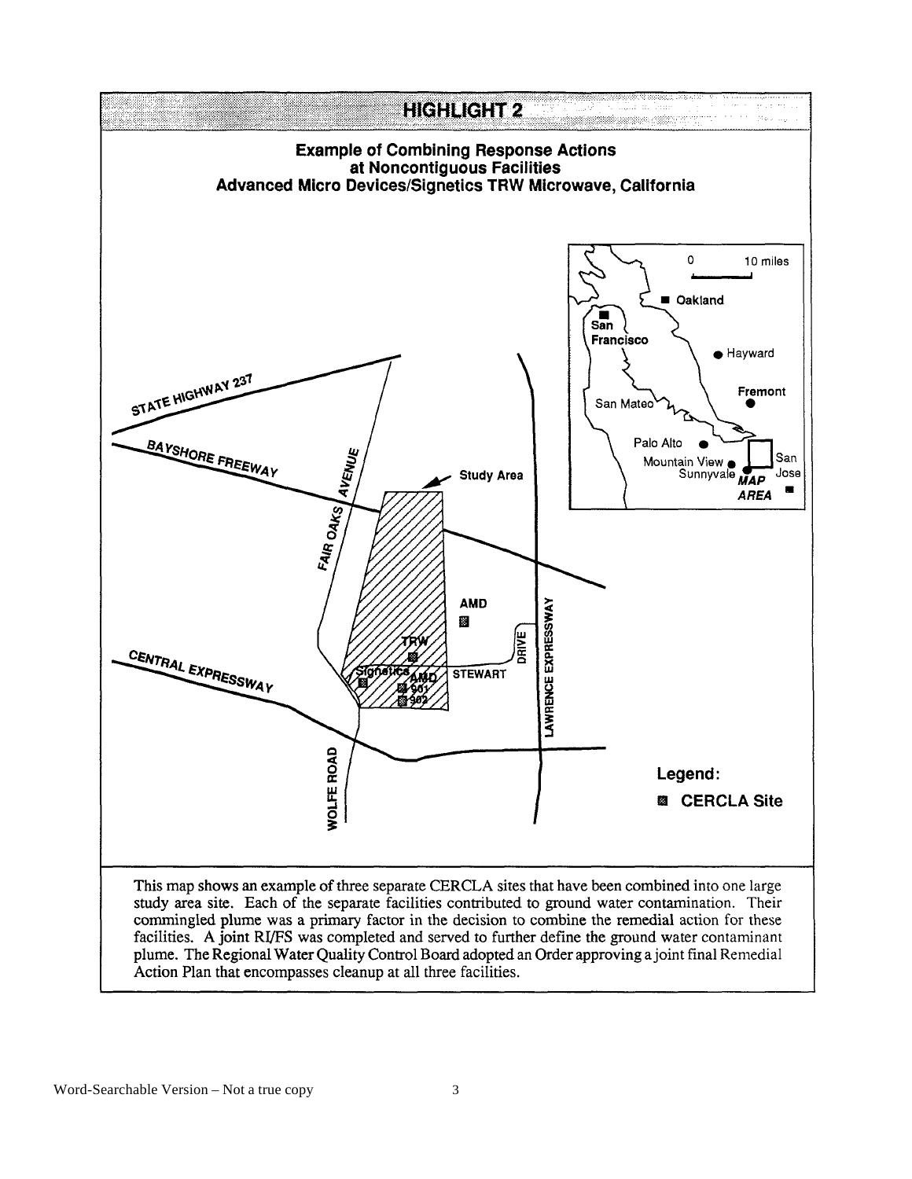## HIGHLIGHT 2

### Example of Combining Response Actions at Noncontiguous Facilities
### Advanced Micro Devices/Signetics TRW Microwave, California

This map shows an example of three separate CERCLA sites that have been combined into one large study area site. Each of the separate facilities contributed to ground water contamination. Their commingled plume was a primary factor in the decision to combine the remedial action for these facilities. A joint RI/FS was completed and served to further define the ground water contaminant plume. The Regional Water Quality Control Board adopted an Order approving a joint final Remedial Action Plan that encompasses cleanup at all three facilities.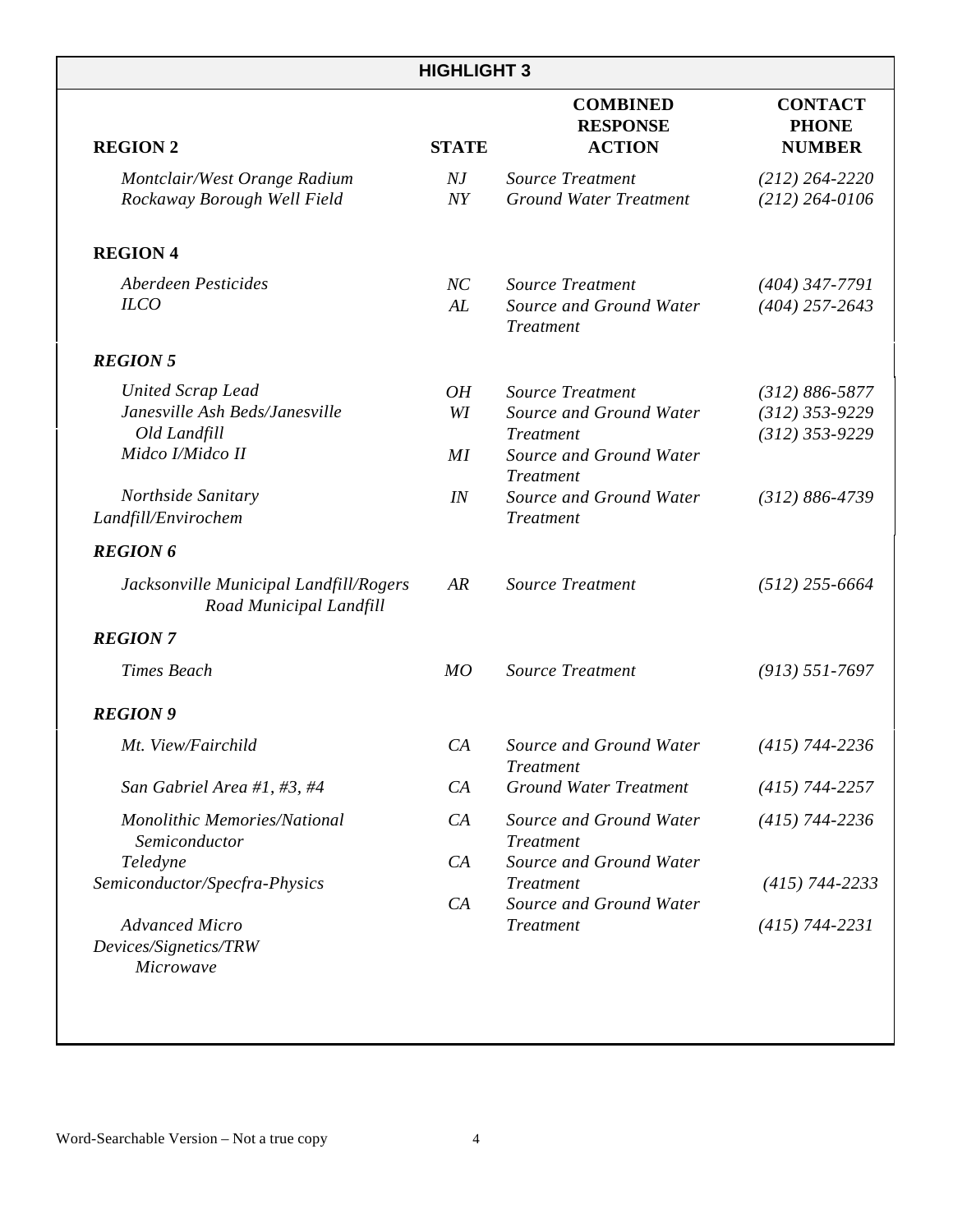## HIGHLIGHT 3

| REGION 2 | STATE | COMBINED RESPONSE ACTION | CONTACT PHONE NUMBER |
|---|---|---|---|
| *Montclair/West Orange Radium* | *NJ* | *Source Treatment* | *(212) 264-2220* |
| *Rockaway Borough Well Field* | *NY* | *Ground Water Treatment* | *(212) 264-0106* |
| **REGION 4** | | | |
| *Aberdeen Pesticides* | *NC* | *Source Treatment* | *(404) 347-7791* |
| *ILCO* | *AL* | *Source and Ground Water Treatment* | *(404) 257-2643* |
| ***REGION 5*** | | | |
| *United Scrap Lead* | *OH* | *Source Treatment* | *(312) 886-5877* |
| *Janesville Ash Beds/Janesville Old Landfill* | *WI* | *Source and Ground Water Treatment* | *(312) 353-9229* |
| *Midco I/Midco II* | *MI* | *Source and Ground Water Treatment* | *(312) 353-9229* |
| *Northside Sanitary Landfill/Envirochem* | *IN* | *Source and Ground Water Treatment* | *(312) 886-4739* |
| ***REGION 6*** | | | |
| *Jacksonville Municipal Landfill/Rogers Road Municipal Landfill* | *AR* | *Source Treatment* | *(512) 255-6664* |
| ***REGION 7*** | | | |
| *Times Beach* | *MO* | *Source Treatment* | *(913) 551-7697* |
| ***REGION 9*** | | | |
| *Mt. View/Fairchild* | *CA* | *Source and Ground Water Treatment* | *(415) 744-2236* |
| *San Gabriel Area #1, #3, #4* | *CA* | *Ground Water Treatment* | *(415) 744-2257* |
| *Monolithic Memories/National Semiconductor* | *CA* | *Source and Ground Water Treatment* | *(415) 744-2236* |
| *Teledyne Semiconductor/Specfra-Physics* | *CA* | *Source and Ground Water Treatment* | *(415) 744-2233* |
| *Advanced Micro Devices/Signetics/TRW Microwave* | *CA* | *Source and Ground Water Treatment* | *(415) 744-2231* |

Word-Searchable Version – Not a true copy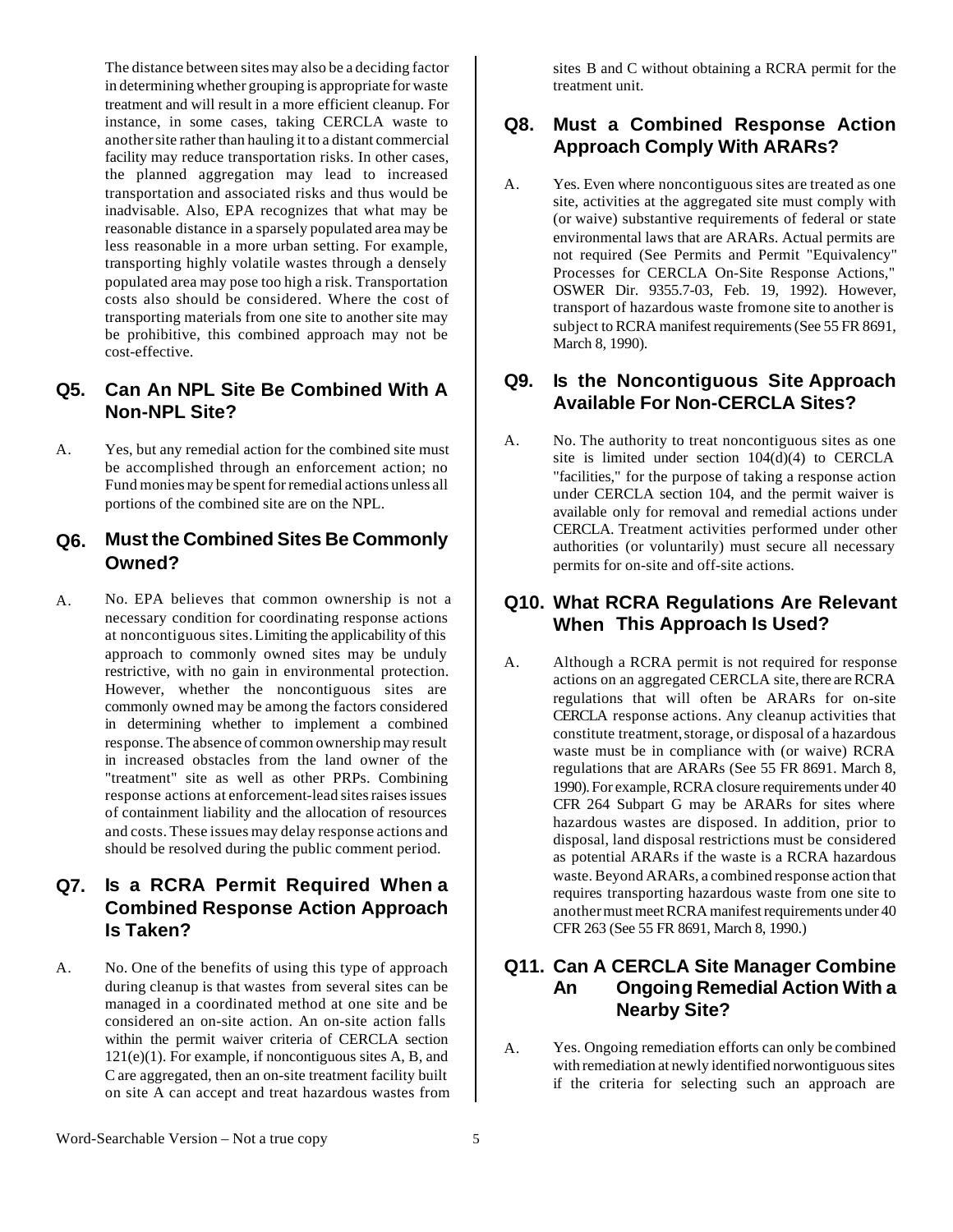The distance between sites may also be a deciding factor in determining whether grouping is appropriate for waste treatment and will result in a more efficient cleanup. For instance, in some cases, taking CERCLA waste to another site rather than hauling it to a distant commercial facility may reduce transportation risks. In other cases, the planned aggregation may lead to increased transportation and associated risks and thus would be inadvisable. Also, EPA recognizes that what may be reasonable distance in a sparsely populated area may be less reasonable in a more urban setting. For example, transporting highly volatile wastes through a densely populated area may pose too high a risk. Transportation costs also should be considered. Where the cost of transporting materials from one site to another site may be prohibitive, this combined approach may not be cost-effective.

## Q5. Can An NPL Site Be Combined With A Non-NPL Site?

A. Yes, but any remedial action for the combined site must be accomplished through an enforcement action; no Fund monies may be spent for remedial actions unless all portions of the combined site are on the NPL.

## Q6. Must the Combined Sites Be Commonly Owned?

A. No. EPA believes that common ownership is not a necessary condition for coordinating response actions at noncontiguous sites. Limiting the applicability of this approach to commonly owned sites may be unduly restrictive, with no gain in environmental protection. However, whether the noncontiguous sites are commonly owned may be among the factors considered in determining whether to implement a combined response. The absence of common ownership may result in increased obstacles from the land owner of the "treatment" site as well as other PRPs. Combining response actions at enforcement-lead sites raises issues of containment liability and the allocation of resources and costs. These issues may delay response actions and should be resolved during the public comment period.

## Q7. Is a RCRA Permit Required When a Combined Response Action Approach Is Taken?

A. No. One of the benefits of using this type of approach during cleanup is that wastes from several sites can be managed in a coordinated method at one site and be considered an on-site action. An on-site action falls within the permit waiver criteria of CERCLA section 121(e)(1). For example, if noncontiguous sites A, B, and C are aggregated, then an on-site treatment facility built on site A can accept and treat hazardous wastes from sites B and C without obtaining a RCRA permit for the treatment unit.

## Q8. Must a Combined Response Action Approach Comply With ARARs?

A. Yes. Even where noncontiguous sites are treated as one site, activities at the aggregated site must comply with (or waive) substantive requirements of federal or state environmental laws that are ARARs. Actual permits are not required (See Permits and Permit "Equivalency" Processes for CERCLA On-Site Response Actions," OSWER Dir. 9355.7-03, Feb. 19, 1992). However, transport of hazardous waste fromone site to another is subject to RCRA manifest requirements (See 55 FR 8691, March 8, 1990).

## Q9. Is the Noncontiguous Site Approach Available For Non-CERCLA Sites?

A. No. The authority to treat noncontiguous sites as one site is limited under section 104(d)(4) to CERCLA "facilities," for the purpose of taking a response action under CERCLA section 104, and the permit waiver is available only for removal and remedial actions under CERCLA. Treatment activities performed under other authorities (or voluntarily) must secure all necessary permits for on-site and off-site actions.

## Q10. What RCRA Regulations Are Relevant When This Approach Is Used?

A. Although a RCRA permit is not required for response actions on an aggregated CERCLA site, there are RCRA regulations that will often be ARARs for on-site CERCLA response actions. Any cleanup activities that constitute treatment, storage, or disposal of a hazardous waste must be in compliance with (or waive) RCRA regulations that are ARARs (See 55 FR 8691. March 8, 1990). For example, RCRA closure requirements under 40 CFR 264 Subpart G may be ARARs for sites where hazardous wastes are disposed. In addition, prior to disposal, land disposal restrictions must be considered as potential ARARs if the waste is a RCRA hazardous waste. Beyond ARARs, a combined response action that requires transporting hazardous waste from one site to another must meet RCRA manifest requirements under 40 CFR 263 (See 55 FR 8691, March 8, 1990.)

## Q11. Can A CERCLA Site Manager Combine An Ongoing Remedial Action With a Nearby Site?

A. Yes. Ongoing remediation efforts can only be combined with remediation at newly identified norwontiguous sites if the criteria for selecting such an approach are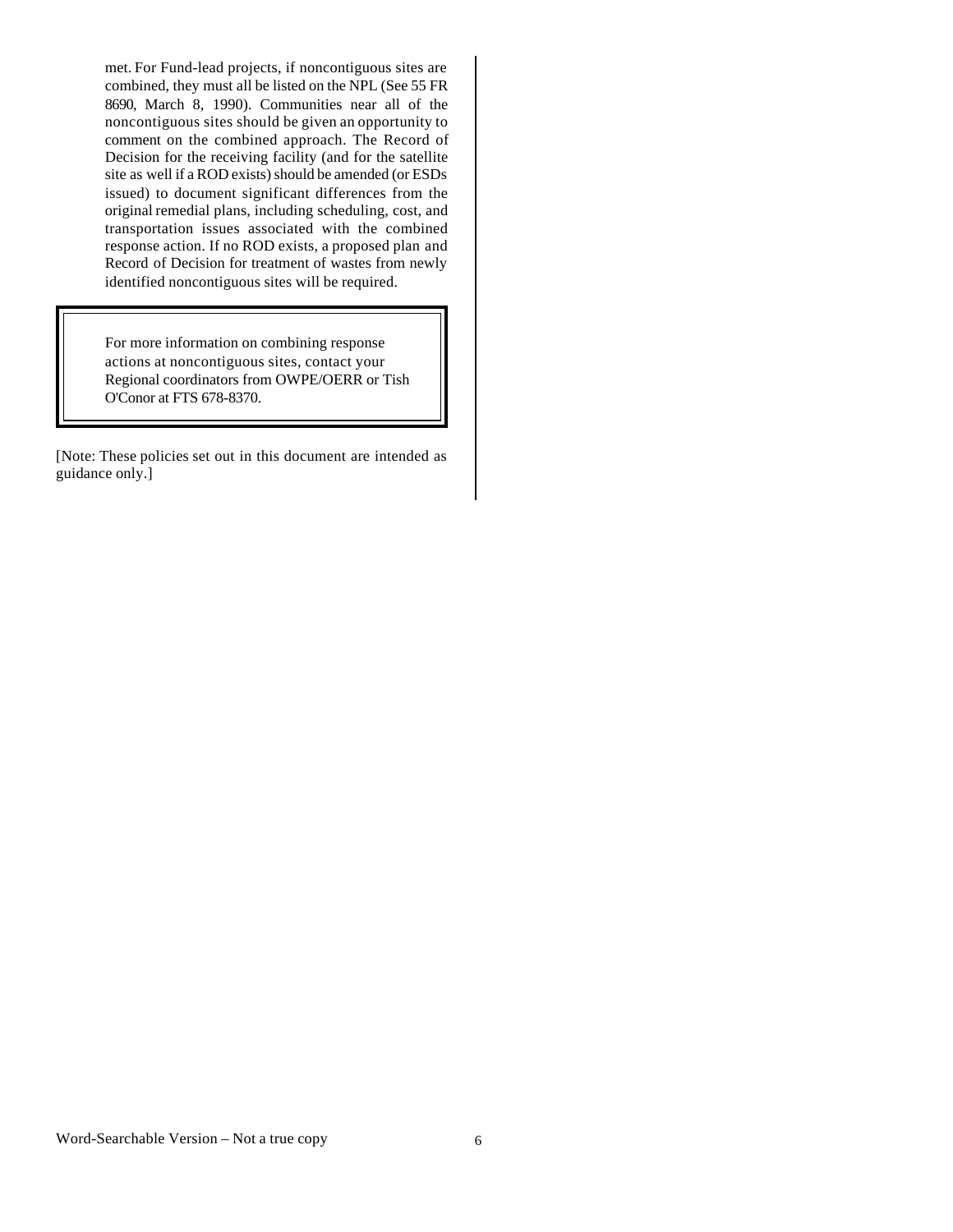met. For Fund-lead projects, if noncontiguous sites are combined, they must all be listed on the NPL (See 55 FR 8690, March 8, 1990). Communities near all of the noncontiguous sites should be given an opportunity to comment on the combined approach. The Record of Decision for the receiving facility (and for the satellite site as well if a ROD exists) should be amended (or ESDs issued) to document significant differences from the original remedial plans, including scheduling, cost, and transportation issues associated with the combined response action. If no ROD exists, a proposed plan and Record of Decision for treatment of wastes from newly identified noncontiguous sites will be required.

> For more information on combining response actions at noncontiguous sites, contact your Regional coordinators from OWPE/OERR or Tish O'Conor at FTS 678-8370.

[Note: These policies set out in this document are intended as guidance only.]

Word-Searchable Version – Not a true copy